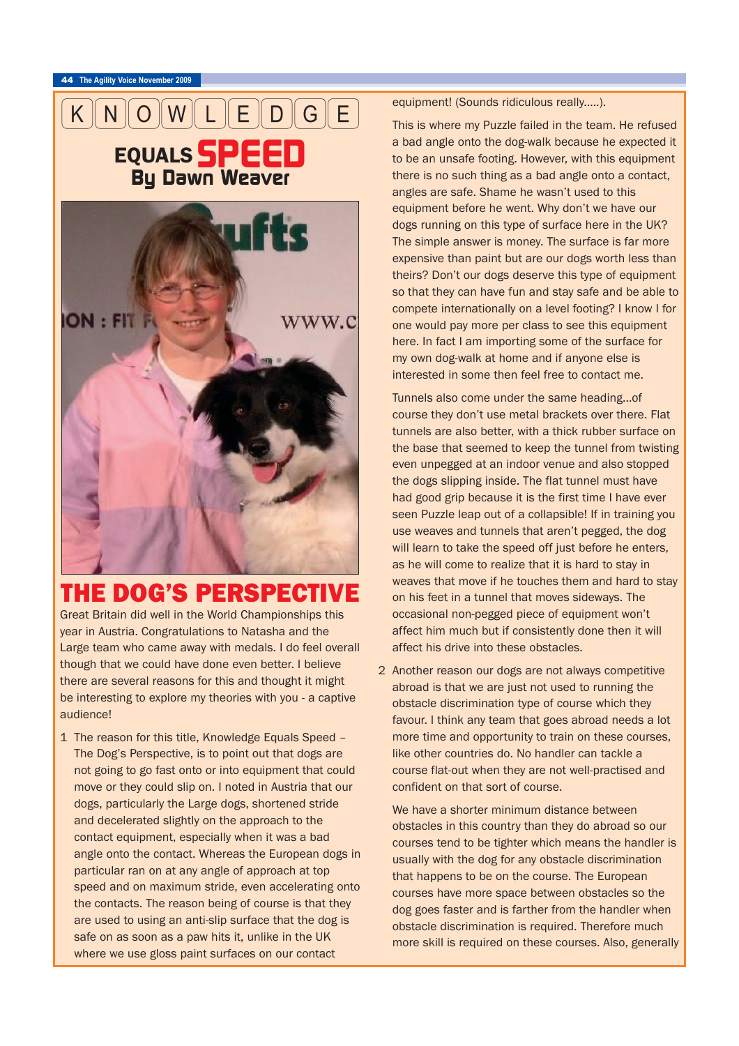# KNOWLEDGE EQUALS SPEED

## By Dawn Weaver

## THE DOG'S PERSPECTIVE

Great Britain did well in the World Championships this year in Austria. Congratulations to Natasha and the Large team who came away with medals. I do feel overall though that we could have done even better. I believe there are several reasons for this and thought it might be interesting to explore my theories with you - a captive audience!

1. The reason for this title, Knowledge Equals Speed – The Dog's Perspective, is to point out that dogs are not going to go fast onto or into equipment that could move or they could slip on. I noted in Austria that our dogs, particularly the Large dogs, shortened stride and decelerated slightly on the approach to the contact equipment, especially when it was a bad angle onto the contact. Whereas the European dogs in particular ran on at any angle of approach at top speed and on maximum stride, even accelerating onto the contacts. The reason being of course is that they are used to using an anti-slip surface that the dog is safe on as soon as a paw hits it, unlike in the UK where we use gloss paint surfaces on our contact equipment! (Sounds ridiculous really.....).

   This is where my Puzzle failed in the team. He refused a bad angle onto the dog-walk because he expected it to be an unsafe footing. However, with this equipment there is no such thing as a bad angle onto a contact, angles are safe. Shame he wasn't used to this equipment before he went. Why don't we have our dogs running on this type of surface here in the UK? The simple answer is money. The surface is far more expensive than paint but are our dogs worth less than theirs? Don't our dogs deserve this type of equipment so that they can have fun and stay safe and be able to compete internationally on a level footing? I know I for one would pay more per class to see this equipment here. In fact I am importing some of the surface for my own dog-walk at home and if anyone else is interested in some then feel free to contact me.

   Tunnels also come under the same heading...of course they don't use metal brackets over there. Flat tunnels are also better, with a thick rubber surface on the base that seemed to keep the tunnel from twisting even unpegged at an indoor venue and also stopped the dogs slipping inside. The flat tunnel must have had good grip because it is the first time I have ever seen Puzzle leap out of a collapsible! If in training you use weaves and tunnels that aren't pegged, the dog will learn to take the speed off just before he enters, as he will come to realize that it is hard to stay in weaves that move if he touches them and hard to stay on his feet in a tunnel that moves sideways. The occasional non-pegged piece of equipment won't affect him much but if consistently done then it will affect his drive into these obstacles.

2. Another reason our dogs are not always competitive abroad is that we are just not used to running the obstacle discrimination type of course which they favour. I think any team that goes abroad needs a lot more time and opportunity to train on these courses, like other countries do. No handler can tackle a course flat-out when they are not well-practised and confident on that sort of course.

   We have a shorter minimum distance between obstacles in this country than they do abroad so our courses tend to be tighter which means the handler is usually with the dog for any obstacle discrimination that happens to be on the course. The European courses have more space between obstacles so the dog goes faster and is farther from the handler when obstacle discrimination is required. Therefore much more skill is required on these courses. Also, generally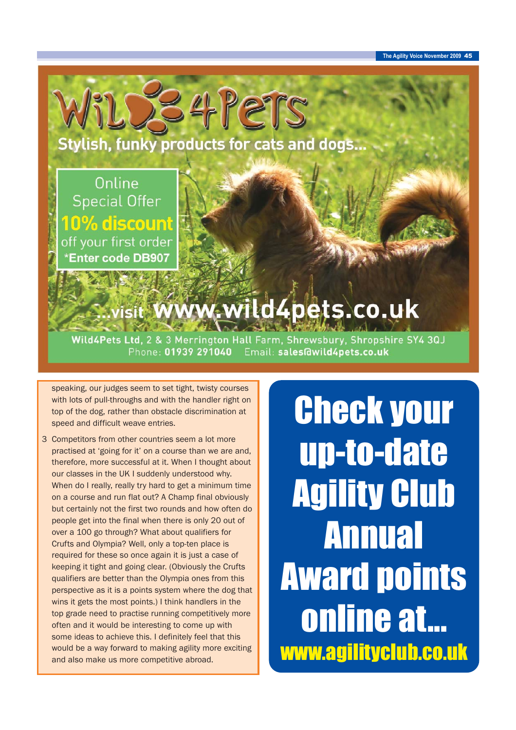# Wild4Pets

**Stylish, funky products for cats and dogs...**

Online
Special Offer
**10% discount**
off your first order
***Enter code DB907**

...visit **www.wild4pets.co.uk**

**Wild4Pets Ltd,** 2 & 3 Merrington Hall Farm, Shrewsbury, Shropshire SY4 3QJ
Phone: **01939 291040** Email: **sales@wild4pets.co.uk**

speaking, our judges seem to set tight, twisty courses with lots of pull-throughs and with the handler right on top of the dog, rather than obstacle discrimination at speed and difficult weave entries.

3 Competitors from other countries seem a lot more practised at 'going for it' on a course than we are and, therefore, more successful at it. When I thought about our classes in the UK I suddenly understood why. When do I really, really try hard to get a minimum time on a course and run flat out? A Champ final obviously but certainly not the first two rounds and how often do people get into the final when there is only 20 out of over a 100 go through? What about qualifiers for Crufts and Olympia? Well, only a top-ten place is required for these so once again it is just a case of keeping it tight and going clear. (Obviously the Crufts qualifiers are better than the Olympia ones from this perspective as it is a points system where the dog that wins it gets the most points.) I think handlers in the top grade need to practise running competitively more often and it would be interesting to come up with some ideas to achieve this. I definitely feel that this would be a way forward to making agility more exciting and also make us more competitive abroad.

**Check your up-to-date Agility Club Annual Award points online at...**

**www.agilityclub.co.uk**